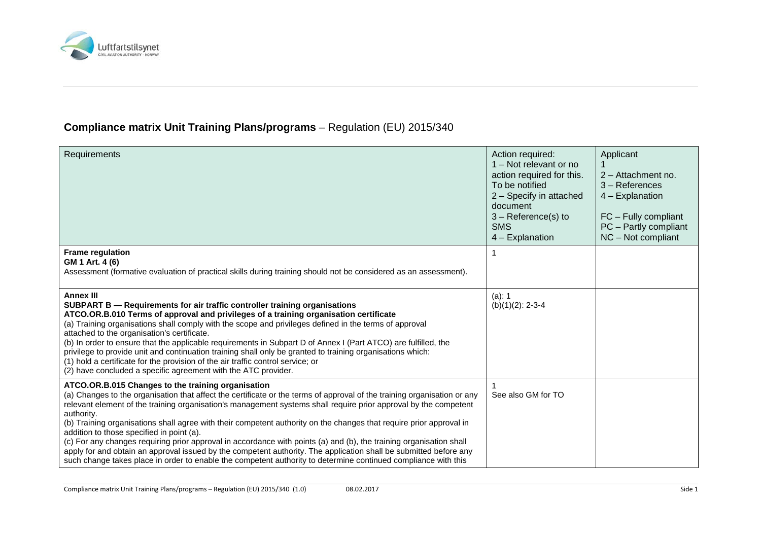## **Compliance matrix Unit Training Plans/programs** – Regulation (EU) 2015/340

| Requirements | Action required:<br>1 – Not relevant or no action required for this. To be notified<br>2 – Specify in attached document<br>3 – Reference(s) to SMS<br>4 – Explanation | Applicant<br>1<br>2 – Attachment no.<br>3 – References<br>4 – Explanation<br><br>FC – Fully compliant<br>PC – Partly compliant<br>NC – Not compliant |
|---|---|---|
| **Frame regulation**<br>**GM 1 Art. 4 (6)**<br>Assessment (formative evaluation of practical skills during training should not be considered as an assessment). | 1 | |
| **Annex III**<br>**SUBPART B — Requirements for air traffic controller training organisations**<br>**ATCO.OR.B.010 Terms of approval and privileges of a training organisation certificate**<br>(a) Training organisations shall comply with the scope and privileges defined in the terms of approval attached to the organisation's certificate.<br>(b) In order to ensure that the applicable requirements in Subpart D of Annex I (Part ATCO) are fulfilled, the privilege to provide unit and continuation training shall only be granted to training organisations which:<br>(1) hold a certificate for the provision of the air traffic control service; or<br>(2) have concluded a specific agreement with the ATC provider. | (a): 1<br>(b)(1)(2): 2-3-4 | |
| **ATCO.OR.B.015 Changes to the training organisation**<br>(a) Changes to the organisation that affect the certificate or the terms of approval of the training organisation or any relevant element of the training organisation's management systems shall require prior approval by the competent authority.<br>(b) Training organisations shall agree with their competent authority on the changes that require prior approval in addition to those specified in point (a).<br>(c) For any changes requiring prior approval in accordance with points (a) and (b), the training organisation shall apply for and obtain an approval issued by the competent authority. The application shall be submitted before any such change takes place in order to enable the competent authority to determine continued compliance with this | 1<br>See also GM for TO | |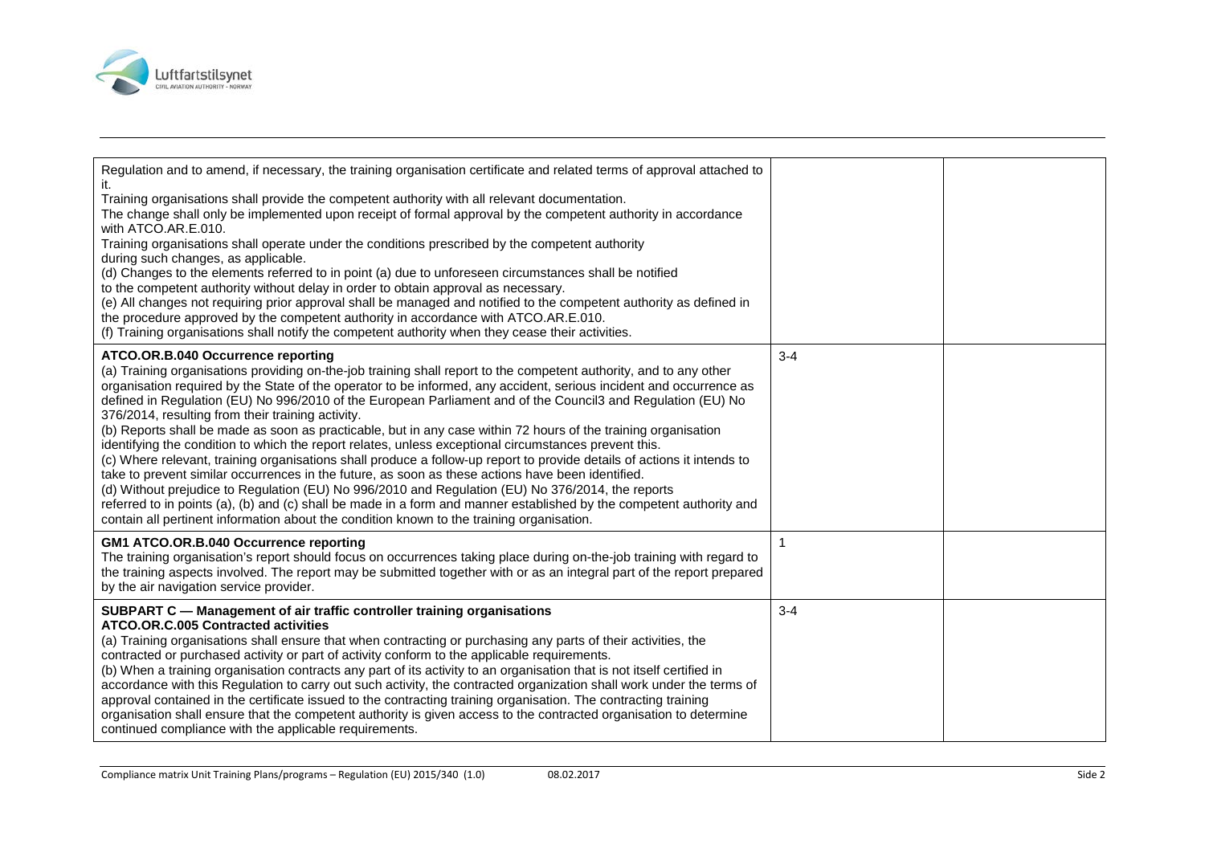| | | |
|---|---|---|
| Regulation and to amend, if necessary, the training organisation certificate and related terms of approval attached to it.<br>Training organisations shall provide the competent authority with all relevant documentation.<br>The change shall only be implemented upon receipt of formal approval by the competent authority in accordance with ATCO.AR.E.010.<br>Training organisations shall operate under the conditions prescribed by the competent authority during such changes, as applicable.<br>(d) Changes to the elements referred to in point (a) due to unforeseen circumstances shall be notified to the competent authority without delay in order to obtain approval as necessary.<br>(e) All changes not requiring prior approval shall be managed and notified to the competent authority as defined in the procedure approved by the competent authority in accordance with ATCO.AR.E.010.<br>(f) Training organisations shall notify the competent authority when they cease their activities. | | |
| **ATCO.OR.B.040 Occurrence reporting**<br>(a) Training organisations providing on-the-job training shall report to the competent authority, and to any other organisation required by the State of the operator to be informed, any accident, serious incident and occurrence as defined in Regulation (EU) No 996/2010 of the European Parliament and of the Council3 and Regulation (EU) No 376/2014, resulting from their training activity.<br>(b) Reports shall be made as soon as practicable, but in any case within 72 hours of the training organisation identifying the condition to which the report relates, unless exceptional circumstances prevent this.<br>(c) Where relevant, training organisations shall produce a follow-up report to provide details of actions it intends to take to prevent similar occurrences in the future, as soon as these actions have been identified.<br>(d) Without prejudice to Regulation (EU) No 996/2010 and Regulation (EU) No 376/2014, the reports referred to in points (a), (b) and (c) shall be made in a form and manner established by the competent authority and contain all pertinent information about the condition known to the training organisation. | 3-4 | |
| **GM1 ATCO.OR.B.040 Occurrence reporting**<br>The training organisation's report should focus on occurrences taking place during on-the-job training with regard to the training aspects involved. The report may be submitted together with or as an integral part of the report prepared by the air navigation service provider. | 1 | |
| **SUBPART C — Management of air traffic controller training organisations**<br>**ATCO.OR.C.005 Contracted activities**<br>(a) Training organisations shall ensure that when contracting or purchasing any parts of their activities, the contracted or purchased activity or part of activity conform to the applicable requirements.<br>(b) When a training organisation contracts any part of its activity to an organisation that is not itself certified in accordance with this Regulation to carry out such activity, the contracted organization shall work under the terms of approval contained in the certificate issued to the contracting training organisation. The contracting training organisation shall ensure that the competent authority is given access to the contracted organisation to determine continued compliance with the applicable requirements. | 3-4 | |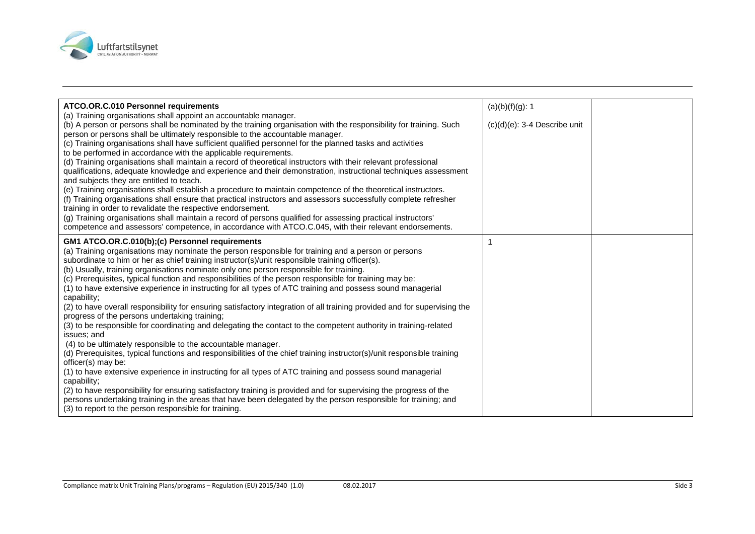| | | |
|---|---|---|
| **ATCO.OR.C.010 Personnel requirements**<br>(a) Training organisations shall appoint an accountable manager.<br>(b) A person or persons shall be nominated by the training organisation with the responsibility for training. Such person or persons shall be ultimately responsible to the accountable manager.<br>(c) Training organisations shall have sufficient qualified personnel for the planned tasks and activities to be performed in accordance with the applicable requirements.<br>(d) Training organisations shall maintain a record of theoretical instructors with their relevant professional qualifications, adequate knowledge and experience and their demonstration, instructional techniques assessment and subjects they are entitled to teach.<br>(e) Training organisations shall establish a procedure to maintain competence of the theoretical instructors.<br>(f) Training organisations shall ensure that practical instructors and assessors successfully complete refresher training in order to revalidate the respective endorsement.<br>(g) Training organisations shall maintain a record of persons qualified for assessing practical instructors' competence and assessors' competence, in accordance with ATCO.C.045, with their relevant endorsements. | (a)(b)(f)(g): 1<br><br>(c)(d)(e): 3-4 Describe unit | |
| **GM1 ATCO.OR.C.010(b);(c) Personnel requirements**<br>(a) Training organisations may nominate the person responsible for training and a person or persons subordinate to him or her as chief training instructor(s)/unit responsible training officer(s).<br>(b) Usually, training organisations nominate only one person responsible for training.<br>(c) Prerequisites, typical function and responsibilities of the person responsible for training may be:<br>(1) to have extensive experience in instructing for all types of ATC training and possess sound managerial capability;<br>(2) to have overall responsibility for ensuring satisfactory integration of all training provided and for supervising the progress of the persons undertaking training;<br>(3) to be responsible for coordinating and delegating the contact to the competent authority in training-related issues; and<br>(4) to be ultimately responsible to the accountable manager.<br>(d) Prerequisites, typical functions and responsibilities of the chief training instructor(s)/unit responsible training officer(s) may be:<br>(1) to have extensive experience in instructing for all types of ATC training and possess sound managerial capability;<br>(2) to have responsibility for ensuring satisfactory training is provided and for supervising the progress of the persons undertaking training in the areas that have been delegated by the person responsible for training; and<br>(3) to report to the person responsible for training. | 1 | |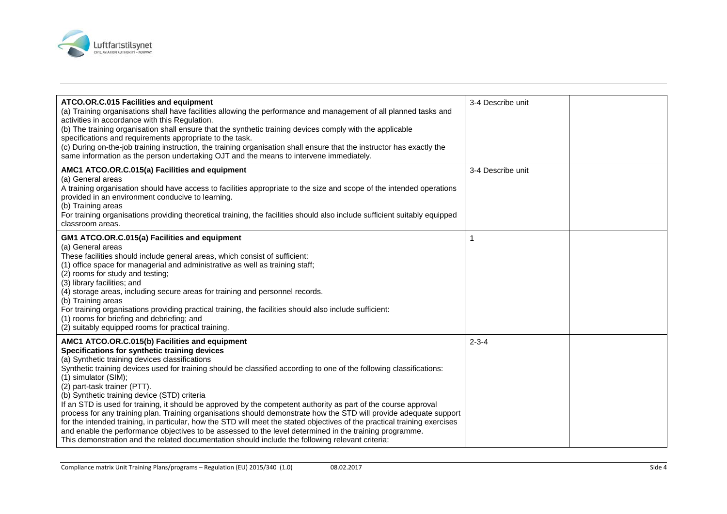| | | |
|---|---|---|
| **ATCO.OR.C.015 Facilities and equipment**<br>(a) Training organisations shall have facilities allowing the performance and management of all planned tasks and activities in accordance with this Regulation.<br>(b) The training organisation shall ensure that the synthetic training devices comply with the applicable specifications and requirements appropriate to the task.<br>(c) During on-the-job training instruction, the training organisation shall ensure that the instructor has exactly the same information as the person undertaking OJT and the means to intervene immediately. | 3-4 Describe unit | |
| **AMC1 ATCO.OR.C.015(a) Facilities and equipment**<br>(a) General areas<br>A training organisation should have access to facilities appropriate to the size and scope of the intended operations provided in an environment conducive to learning.<br>(b) Training areas<br>For training organisations providing theoretical training, the facilities should also include sufficient suitably equipped classroom areas. | 3-4 Describe unit | |
| **GM1 ATCO.OR.C.015(a) Facilities and equipment**<br>(a) General areas<br>These facilities should include general areas, which consist of sufficient:<br>(1) office space for managerial and administrative as well as training staff;<br>(2) rooms for study and testing;<br>(3) library facilities; and<br>(4) storage areas, including secure areas for training and personnel records.<br>(b) Training areas<br>For training organisations providing practical training, the facilities should also include sufficient:<br>(1) rooms for briefing and debriefing; and<br>(2) suitably equipped rooms for practical training. | 1 | |
| **AMC1 ATCO.OR.C.015(b) Facilities and equipment**<br>**Specifications for synthetic training devices**<br>(a) Synthetic training devices classifications<br>Synthetic training devices used for training should be classified according to one of the following classifications:<br>(1) simulator (SIM);<br>(2) part-task trainer (PTT).<br>(b) Synthetic training device (STD) criteria<br>If an STD is used for training, it should be approved by the competent authority as part of the course approval process for any training plan. Training organisations should demonstrate how the STD will provide adequate support for the intended training, in particular, how the STD will meet the stated objectives of the practical training exercises and enable the performance objectives to be assessed to the level determined in the training programme.<br>This demonstration and the related documentation should include the following relevant criteria: | 2-3-4 | |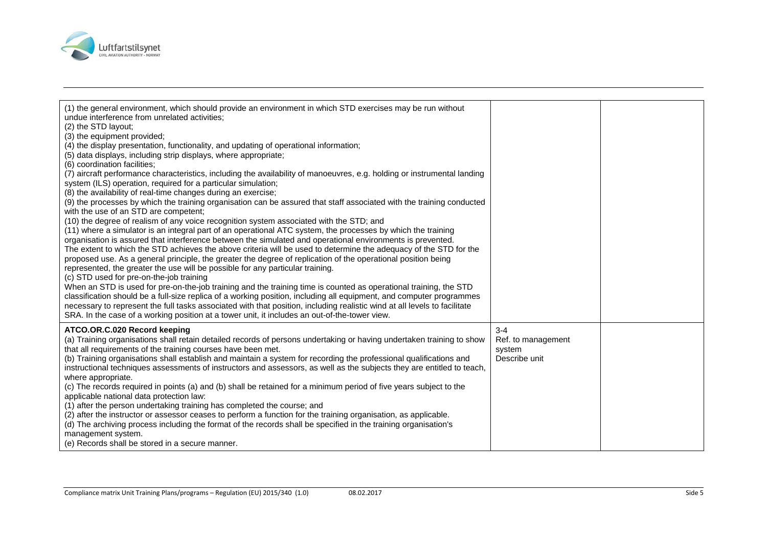| | | |
|---|---|---|
| (1) the general environment, which should provide an environment in which STD exercises may be run without undue interference from unrelated activities;<br>(2) the STD layout;<br>(3) the equipment provided;<br>(4) the display presentation, functionality, and updating of operational information;<br>(5) data displays, including strip displays, where appropriate;<br>(6) coordination facilities;<br>(7) aircraft performance characteristics, including the availability of manoeuvres, e.g. holding or instrumental landing system (ILS) operation, required for a particular simulation;<br>(8) the availability of real-time changes during an exercise;<br>(9) the processes by which the training organisation can be assured that staff associated with the training conducted with the use of an STD are competent;<br>(10) the degree of realism of any voice recognition system associated with the STD; and<br>(11) where a simulator is an integral part of an operational ATC system, the processes by which the training organisation is assured that interference between the simulated and operational environments is prevented.<br>The extent to which the STD achieves the above criteria will be used to determine the adequacy of the STD for the proposed use. As a general principle, the greater the degree of replication of the operational position being represented, the greater the use will be possible for any particular training.<br>(c) STD used for pre-on-the-job training<br>When an STD is used for pre-on-the-job training and the training time is counted as operational training, the STD classification should be a full-size replica of a working position, including all equipment, and computer programmes necessary to represent the full tasks associated with that position, including realistic wind at all levels to facilitate SRA. In the case of a working position at a tower unit, it includes an out-of-the-tower view. | | |
| **ATCO.OR.C.020 Record keeping**<br>(a) Training organisations shall retain detailed records of persons undertaking or having undertaken training to show that all requirements of the training courses have been met.<br>(b) Training organisations shall establish and maintain a system for recording the professional qualifications and instructional techniques assessments of instructors and assessors, as well as the subjects they are entitled to teach, where appropriate.<br>(c) The records required in points (a) and (b) shall be retained for a minimum period of five years subject to the applicable national data protection law:<br>(1) after the person undertaking training has completed the course; and<br>(2) after the instructor or assessor ceases to perform a function for the training organisation, as applicable.<br>(d) The archiving process including the format of the records shall be specified in the training organisation's management system.<br>(e) Records shall be stored in a secure manner. | 3-4<br>Ref. to management system<br>Describe unit | |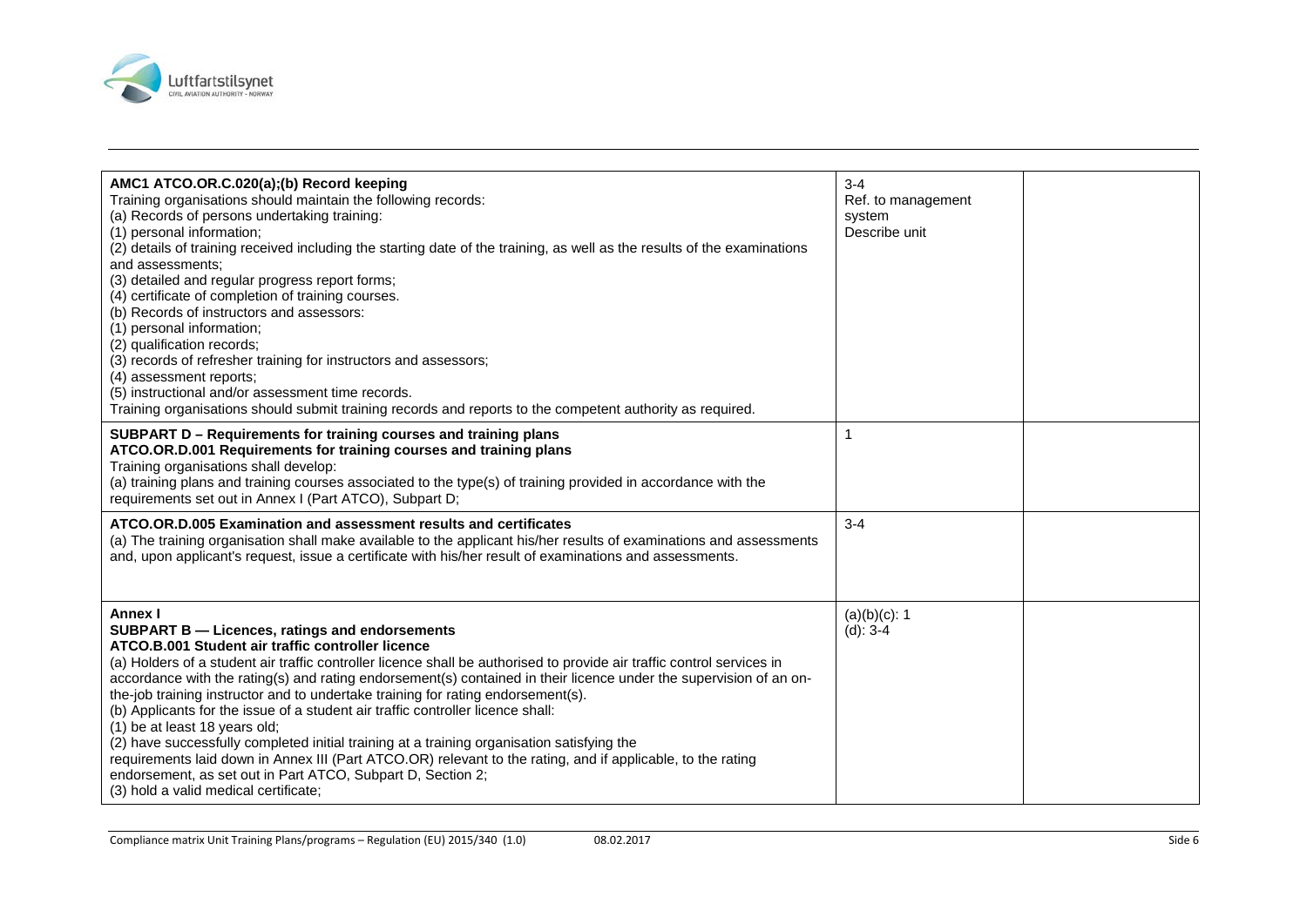| | | |
|---|---|---|
| **AMC1 ATCO.OR.C.020(a);(b) Record keeping**<br>Training organisations should maintain the following records:<br>(a) Records of persons undertaking training:<br>(1) personal information;<br>(2) details of training received including the starting date of the training, as well as the results of the examinations and assessments;<br>(3) detailed and regular progress report forms;<br>(4) certificate of completion of training courses.<br>(b) Records of instructors and assessors:<br>(1) personal information;<br>(2) qualification records;<br>(3) records of refresher training for instructors and assessors;<br>(4) assessment reports;<br>(5) instructional and/or assessment time records.<br>Training organisations should submit training records and reports to the competent authority as required. | 3-4<br>Ref. to management system<br>Describe unit | |
| **SUBPART D – Requirements for training courses and training plans**<br>**ATCO.OR.D.001 Requirements for training courses and training plans**<br>Training organisations shall develop:<br>(a) training plans and training courses associated to the type(s) of training provided in accordance with the requirements set out in Annex I (Part ATCO), Subpart D; | 1 | |
| **ATCO.OR.D.005 Examination and assessment results and certificates**<br>(a) The training organisation shall make available to the applicant his/her results of examinations and assessments and, upon applicant's request, issue a certificate with his/her result of examinations and assessments. | 3-4 | |
| **Annex I**<br>**SUBPART B — Licences, ratings and endorsements**<br>**ATCO.B.001 Student air traffic controller licence**<br>(a) Holders of a student air traffic controller licence shall be authorised to provide air traffic control services in accordance with the rating(s) and rating endorsement(s) contained in their licence under the supervision of an on-the-job training instructor and to undertake training for rating endorsement(s).<br>(b) Applicants for the issue of a student air traffic controller licence shall:<br>(1) be at least 18 years old;<br>(2) have successfully completed initial training at a training organisation satisfying the requirements laid down in Annex III (Part ATCO.OR) relevant to the rating, and if applicable, to the rating endorsement, as set out in Part ATCO, Subpart D, Section 2;<br>(3) hold a valid medical certificate; | (a)(b)(c): 1<br>(d): 3-4 | |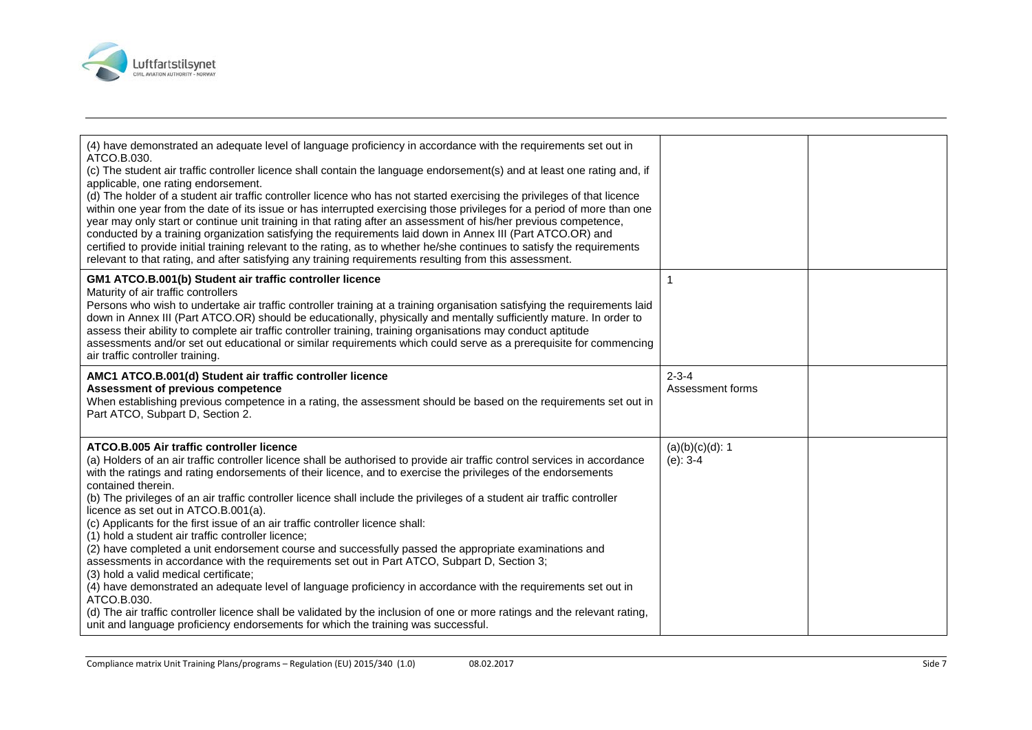| | | |
|---|---|---|
| (4) have demonstrated an adequate level of language proficiency in accordance with the requirements set out in ATCO.B.030.<br>(c) The student air traffic controller licence shall contain the language endorsement(s) and at least one rating and, if applicable, one rating endorsement.<br>(d) The holder of a student air traffic controller licence who has not started exercising the privileges of that licence within one year from the date of its issue or has interrupted exercising those privileges for a period of more than one year may only start or continue unit training in that rating after an assessment of his/her previous competence, conducted by a training organization satisfying the requirements laid down in Annex III (Part ATCO.OR) and certified to provide initial training relevant to the rating, as to whether he/she continues to satisfy the requirements relevant to that rating, and after satisfying any training requirements resulting from this assessment. | | |
| **GM1 ATCO.B.001(b) Student air traffic controller licence**<br>Maturity of air traffic controllers<br>Persons who wish to undertake air traffic controller training at a training organisation satisfying the requirements laid down in Annex III (Part ATCO.OR) should be educationally, physically and mentally sufficiently mature. In order to assess their ability to complete air traffic controller training, training organisations may conduct aptitude assessments and/or set out educational or similar requirements which could serve as a prerequisite for commencing air traffic controller training. | 1 | |
| **AMC1 ATCO.B.001(d) Student air traffic controller licence**<br>**Assessment of previous competence**<br>When establishing previous competence in a rating, the assessment should be based on the requirements set out in Part ATCO, Subpart D, Section 2. | 2-3-4<br>Assessment forms | |
| **ATCO.B.005 Air traffic controller licence**<br>(a) Holders of an air traffic controller licence shall be authorised to provide air traffic control services in accordance with the ratings and rating endorsements of their licence, and to exercise the privileges of the endorsements contained therein.<br>(b) The privileges of an air traffic controller licence shall include the privileges of a student air traffic controller licence as set out in ATCO.B.001(a).<br>(c) Applicants for the first issue of an air traffic controller licence shall:<br>(1) hold a student air traffic controller licence;<br>(2) have completed a unit endorsement course and successfully passed the appropriate examinations and assessments in accordance with the requirements set out in Part ATCO, Subpart D, Section 3;<br>(3) hold a valid medical certificate;<br>(4) have demonstrated an adequate level of language proficiency in accordance with the requirements set out in ATCO.B.030.<br>(d) The air traffic controller licence shall be validated by the inclusion of one or more ratings and the relevant rating, unit and language proficiency endorsements for which the training was successful. | (a)(b)(c)(d): 1<br>(e): 3-4 | |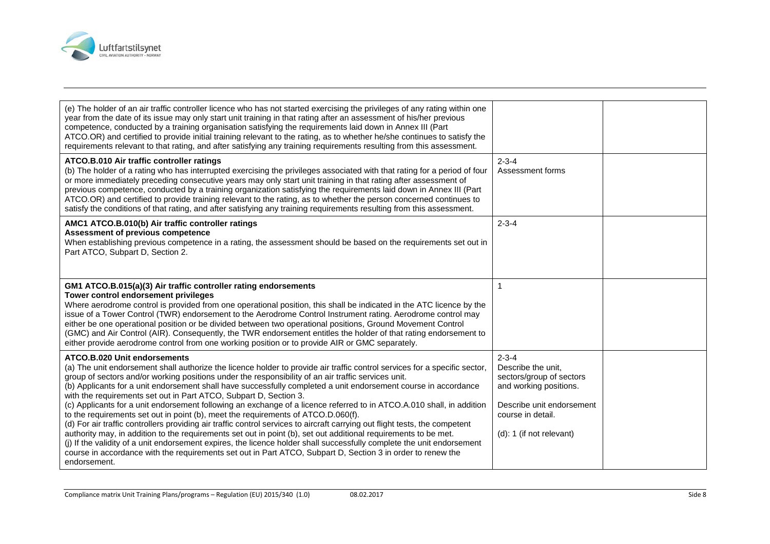| | | |
|---|---|---|
| (e) The holder of an air traffic controller licence who has not started exercising the privileges of any rating within one year from the date of its issue may only start unit training in that rating after an assessment of his/her previous competence, conducted by a training organisation satisfying the requirements laid down in Annex III (Part ATCO.OR) and certified to provide initial training relevant to the rating, as to whether he/she continues to satisfy the requirements relevant to that rating, and after satisfying any training requirements resulting from this assessment. | | |
| **ATCO.B.010 Air traffic controller ratings**<br>(b) The holder of a rating who has interrupted exercising the privileges associated with that rating for a period of four or more immediately preceding consecutive years may only start unit training in that rating after assessment of previous competence, conducted by a training organization satisfying the requirements laid down in Annex III (Part ATCO.OR) and certified to provide training relevant to the rating, as to whether the person concerned continues to satisfy the conditions of that rating, and after satisfying any training requirements resulting from this assessment. | 2-3-4<br>Assessment forms | |
| **AMC1 ATCO.B.010(b) Air traffic controller ratings**<br>**Assessment of previous competence**<br>When establishing previous competence in a rating, the assessment should be based on the requirements set out in Part ATCO, Subpart D, Section 2. | 2-3-4 | |
| **GM1 ATCO.B.015(a)(3) Air traffic controller rating endorsements**<br>**Tower control endorsement privileges**<br>Where aerodrome control is provided from one operational position, this shall be indicated in the ATC licence by the issue of a Tower Control (TWR) endorsement to the Aerodrome Control Instrument rating. Aerodrome control may either be one operational position or be divided between two operational positions, Ground Movement Control (GMC) and Air Control (AIR). Consequently, the TWR endorsement entitles the holder of that rating endorsement to either provide aerodrome control from one working position or to provide AIR or GMC separately. | 1 | |
| **ATCO.B.020 Unit endorsements**<br>(a) The unit endorsement shall authorize the licence holder to provide air traffic control services for a specific sector, group of sectors and/or working positions under the responsibility of an air traffic services unit.<br>(b) Applicants for a unit endorsement shall have successfully completed a unit endorsement course in accordance with the requirements set out in Part ATCO, Subpart D, Section 3.<br>(c) Applicants for a unit endorsement following an exchange of a licence referred to in ATCO.A.010 shall, in addition to the requirements set out in point (b), meet the requirements of ATCO.D.060(f).<br>(d) For air traffic controllers providing air traffic control services to aircraft carrying out flight tests, the competent authority may, in addition to the requirements set out in point (b), set out additional requirements to be met.<br>(j) If the validity of a unit endorsement expires, the licence holder shall successfully complete the unit endorsement course in accordance with the requirements set out in Part ATCO, Subpart D, Section 3 in order to renew the endorsement. | 2-3-4<br>Describe the unit, sectors/group of sectors and working positions.<br><br>Describe unit endorsement course in detail.<br><br>(d): 1 (if not relevant) | |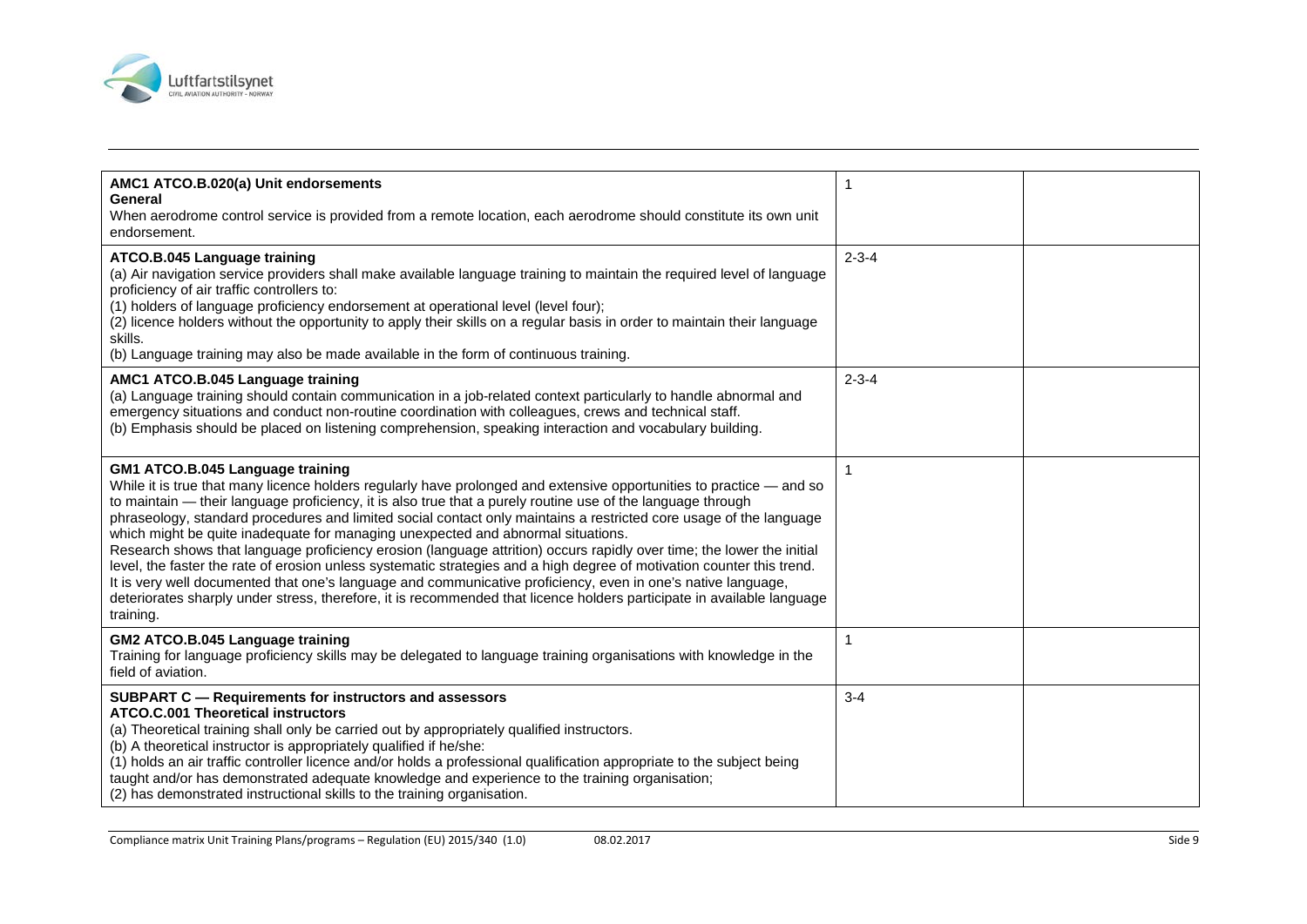| | | |
|---|---|---|
| **AMC1 ATCO.B.020(a) Unit endorsements**<br>**General**<br>When aerodrome control service is provided from a remote location, each aerodrome should constitute its own unit endorsement. | 1 | |
| **ATCO.B.045 Language training**<br>(a) Air navigation service providers shall make available language training to maintain the required level of language proficiency of air traffic controllers to:<br>(1) holders of language proficiency endorsement at operational level (level four);<br>(2) licence holders without the opportunity to apply their skills on a regular basis in order to maintain their language skills.<br>(b) Language training may also be made available in the form of continuous training. | 2-3-4 | |
| **AMC1 ATCO.B.045 Language training**<br>(a) Language training should contain communication in a job-related context particularly to handle abnormal and emergency situations and conduct non-routine coordination with colleagues, crews and technical staff.<br>(b) Emphasis should be placed on listening comprehension, speaking interaction and vocabulary building. | 2-3-4 | |
| **GM1 ATCO.B.045 Language training**<br>While it is true that many licence holders regularly have prolonged and extensive opportunities to practice — and so to maintain — their language proficiency, it is also true that a purely routine use of the language through phraseology, standard procedures and limited social contact only maintains a restricted core usage of the language which might be quite inadequate for managing unexpected and abnormal situations.<br>Research shows that language proficiency erosion (language attrition) occurs rapidly over time; the lower the initial level, the faster the rate of erosion unless systematic strategies and a high degree of motivation counter this trend. It is very well documented that one's language and communicative proficiency, even in one's native language, deteriorates sharply under stress, therefore, it is recommended that licence holders participate in available language training. | 1 | |
| **GM2 ATCO.B.045 Language training**<br>Training for language proficiency skills may be delegated to language training organisations with knowledge in the field of aviation. | 1 | |
| **SUBPART C — Requirements for instructors and assessors**<br>**ATCO.C.001 Theoretical instructors**<br>(a) Theoretical training shall only be carried out by appropriately qualified instructors.<br>(b) A theoretical instructor is appropriately qualified if he/she:<br>(1) holds an air traffic controller licence and/or holds a professional qualification appropriate to the subject being taught and/or has demonstrated adequate knowledge and experience to the training organisation;<br>(2) has demonstrated instructional skills to the training organisation. | 3-4 | |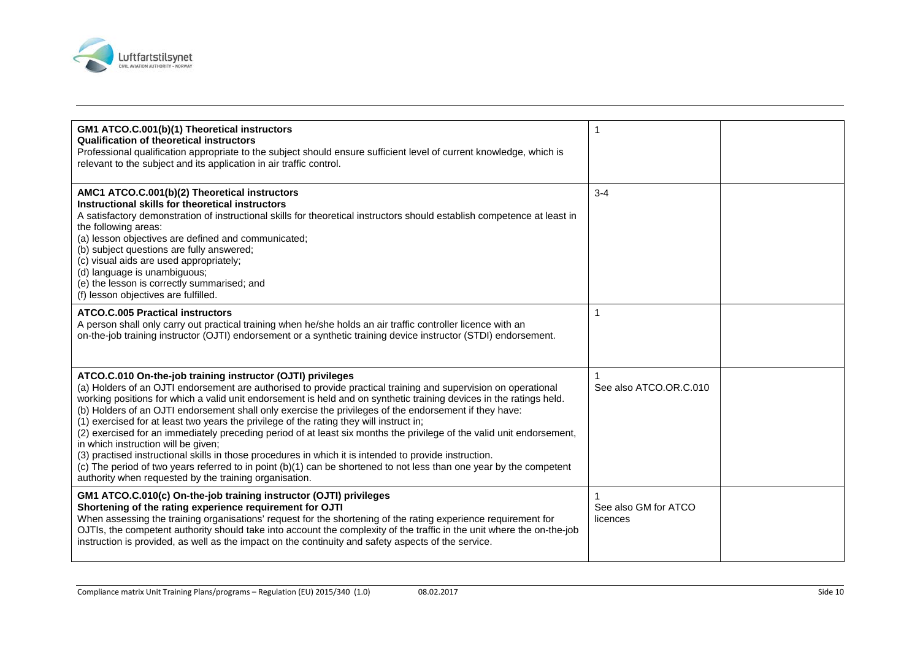| | | |
|---|---|---|
| **GM1 ATCO.C.001(b)(1) Theoretical instructors**<br>**Qualification of theoretical instructors**<br>Professional qualification appropriate to the subject should ensure sufficient level of current knowledge, which is relevant to the subject and its application in air traffic control. | 1 | |
| **AMC1 ATCO.C.001(b)(2) Theoretical instructors**<br>**Instructional skills for theoretical instructors**<br>A satisfactory demonstration of instructional skills for theoretical instructors should establish competence at least in the following areas:<br>(a) lesson objectives are defined and communicated;<br>(b) subject questions are fully answered;<br>(c) visual aids are used appropriately;<br>(d) language is unambiguous;<br>(e) the lesson is correctly summarised; and<br>(f) lesson objectives are fulfilled. | 3-4 | |
| **ATCO.C.005 Practical instructors**<br>A person shall only carry out practical training when he/she holds an air traffic controller licence with an on-the-job training instructor (OJTI) endorsement or a synthetic training device instructor (STDI) endorsement. | 1 | |
| **ATCO.C.010 On-the-job training instructor (OJTI) privileges**<br>(a) Holders of an OJTI endorsement are authorised to provide practical training and supervision on operational working positions for which a valid unit endorsement is held and on synthetic training devices in the ratings held.<br>(b) Holders of an OJTI endorsement shall only exercise the privileges of the endorsement if they have:<br>(1) exercised for at least two years the privilege of the rating they will instruct in;<br>(2) exercised for an immediately preceding period of at least six months the privilege of the valid unit endorsement, in which instruction will be given;<br>(3) practised instructional skills in those procedures in which it is intended to provide instruction.<br>(c) The period of two years referred to in point (b)(1) can be shortened to not less than one year by the competent authority when requested by the training organisation. | 1<br>See also ATCO.OR.C.010 | |
| **GM1 ATCO.C.010(c) On-the-job training instructor (OJTI) privileges**<br>**Shortening of the rating experience requirement for OJTI**<br>When assessing the training organisations' request for the shortening of the rating experience requirement for OJTIs, the competent authority should take into account the complexity of the traffic in the unit where the on-the-job instruction is provided, as well as the impact on the continuity and safety aspects of the service. | 1<br>See also GM for ATCO licences | |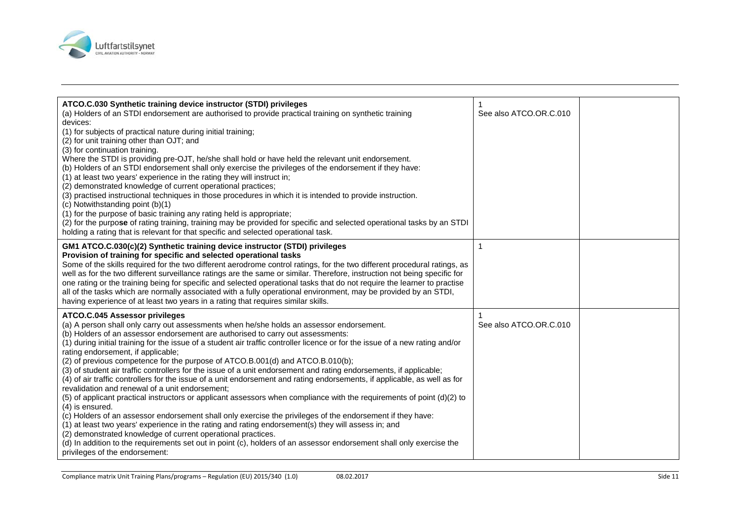| | | |
|---|---|---|
| **ATCO.C.030 Synthetic training device instructor (STDI) privileges**<br>(a) Holders of an STDI endorsement are authorised to provide practical training on synthetic training devices:<br>(1) for subjects of practical nature during initial training;<br>(2) for unit training other than OJT; and<br>(3) for continuation training.<br>Where the STDI is providing pre-OJT, he/she shall hold or have held the relevant unit endorsement.<br>(b) Holders of an STDI endorsement shall only exercise the privileges of the endorsement if they have:<br>(1) at least two years' experience in the rating they will instruct in;<br>(2) demonstrated knowledge of current operational practices;<br>(3) practised instructional techniques in those procedures in which it is intended to provide instruction.<br>(c) Notwithstanding point (b)(1)<br>(1) for the purpose of basic training any rating held is appropriate;<br>(2) for the purpose of rating training, training may be provided for specific and selected operational tasks by an STDI holding a rating that is relevant for that specific and selected operational task. | 1<br>See also ATCO.OR.C.010 | |
| **GM1 ATCO.C.030(c)(2) Synthetic training device instructor (STDI) privileges**<br>**Provision of training for specific and selected operational tasks**<br>Some of the skills required for the two different aerodrome control ratings, for the two different procedural ratings, as well as for the two different surveillance ratings are the same or similar. Therefore, instruction not being specific for one rating or the training being for specific and selected operational tasks that do not require the learner to practise all of the tasks which are normally associated with a fully operational environment, may be provided by an STDI, having experience of at least two years in a rating that requires similar skills. | 1 | |
| **ATCO.C.045 Assessor privileges**<br>(a) A person shall only carry out assessments when he/she holds an assessor endorsement.<br>(b) Holders of an assessor endorsement are authorised to carry out assessments:<br>(1) during initial training for the issue of a student air traffic controller licence or for the issue of a new rating and/or rating endorsement, if applicable;<br>(2) of previous competence for the purpose of ATCO.B.001(d) and ATCO.B.010(b);<br>(3) of student air traffic controllers for the issue of a unit endorsement and rating endorsements, if applicable;<br>(4) of air traffic controllers for the issue of a unit endorsement and rating endorsements, if applicable, as well as for revalidation and renewal of a unit endorsement;<br>(5) of applicant practical instructors or applicant assessors when compliance with the requirements of point (d)(2) to (4) is ensured.<br>(c) Holders of an assessor endorsement shall only exercise the privileges of the endorsement if they have:<br>(1) at least two years' experience in the rating and rating endorsement(s) they will assess in; and<br>(2) demonstrated knowledge of current operational practices.<br>(d) In addition to the requirements set out in point (c), holders of an assessor endorsement shall only exercise the privileges of the endorsement: | 1<br>See also ATCO.OR.C.010 | |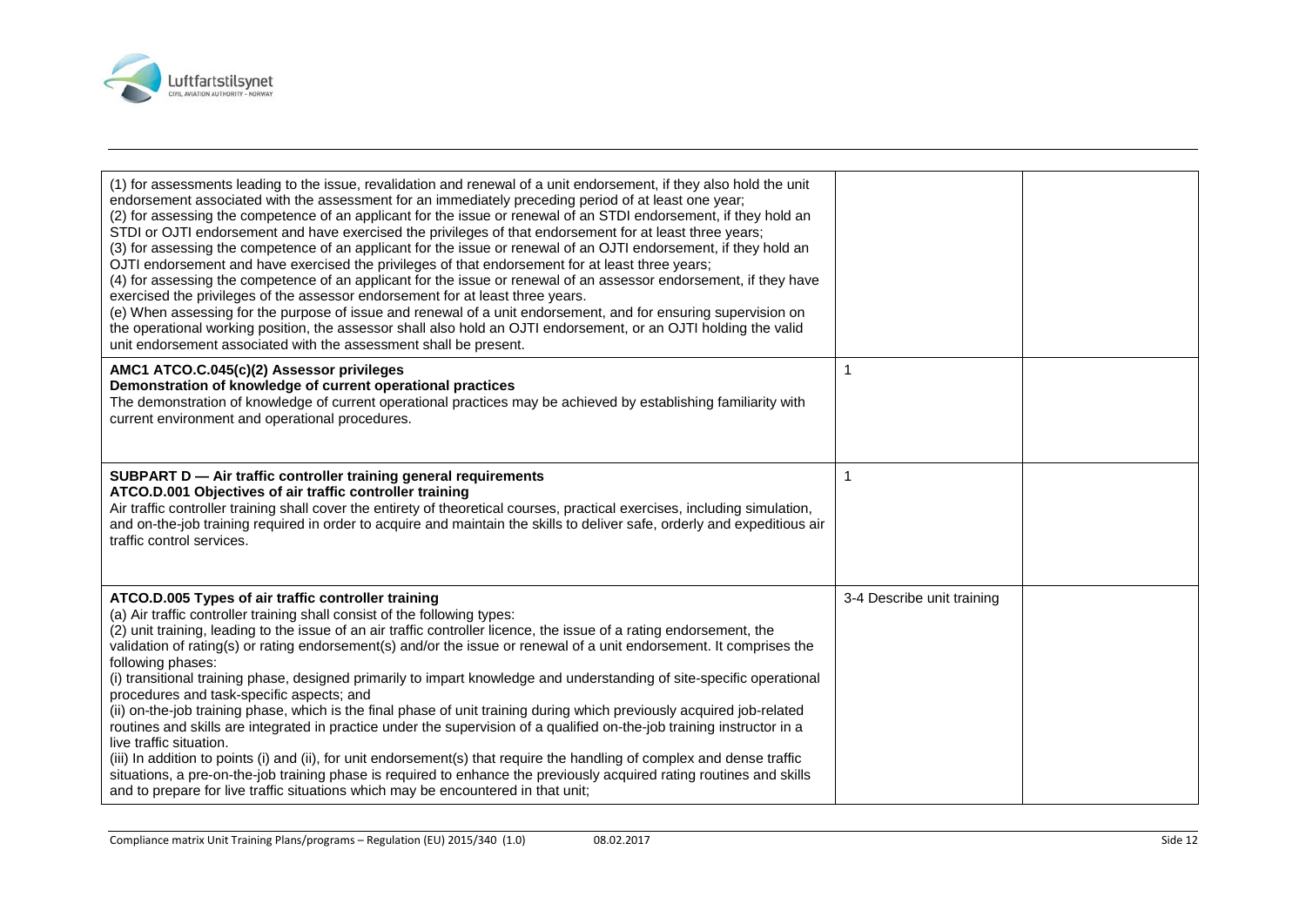| | | |
|---|---|---|
| (1) for assessments leading to the issue, revalidation and renewal of a unit endorsement, if they also hold the unit endorsement associated with the assessment for an immediately preceding period of at least one year;<br>(2) for assessing the competence of an applicant for the issue or renewal of an STDI endorsement, if they hold an STDI or OJTI endorsement and have exercised the privileges of that endorsement for at least three years;<br>(3) for assessing the competence of an applicant for the issue or renewal of an OJTI endorsement, if they hold an OJTI endorsement and have exercised the privileges of that endorsement for at least three years;<br>(4) for assessing the competence of an applicant for the issue or renewal of an assessor endorsement, if they have exercised the privileges of the assessor endorsement for at least three years.<br>(e) When assessing for the purpose of issue and renewal of a unit endorsement, and for ensuring supervision on the operational working position, the assessor shall also hold an OJTI endorsement, or an OJTI holding the valid unit endorsement associated with the assessment shall be present. | | |
| **AMC1 ATCO.C.045(c)(2) Assessor privileges**<br>**Demonstration of knowledge of current operational practices**<br>The demonstration of knowledge of current operational practices may be achieved by establishing familiarity with current environment and operational procedures. | 1 | |
| **SUBPART D — Air traffic controller training general requirements**<br>**ATCO.D.001 Objectives of air traffic controller training**<br>Air traffic controller training shall cover the entirety of theoretical courses, practical exercises, including simulation, and on-the-job training required in order to acquire and maintain the skills to deliver safe, orderly and expeditious air traffic control services. | 1 | |
| **ATCO.D.005 Types of air traffic controller training**<br>(a) Air traffic controller training shall consist of the following types:<br>(2) unit training, leading to the issue of an air traffic controller licence, the issue of a rating endorsement, the validation of rating(s) or rating endorsement(s) and/or the issue or renewal of a unit endorsement. It comprises the following phases:<br>(i) transitional training phase, designed primarily to impart knowledge and understanding of site-specific operational procedures and task-specific aspects; and<br>(ii) on-the-job training phase, which is the final phase of unit training during which previously acquired job-related routines and skills are integrated in practice under the supervision of a qualified on-the-job training instructor in a live traffic situation.<br>(iii) In addition to points (i) and (ii), for unit endorsement(s) that require the handling of complex and dense traffic situations, a pre-on-the-job training phase is required to enhance the previously acquired rating routines and skills and to prepare for live traffic situations which may be encountered in that unit; | 3-4 Describe unit training | |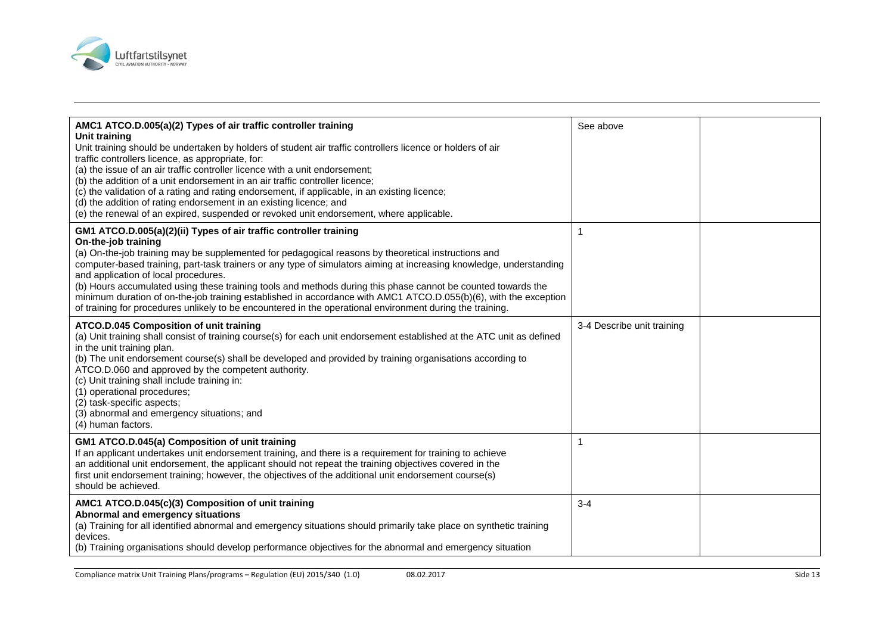| | | |
|---|---|---|
| **AMC1 ATCO.D.005(a)(2) Types of air traffic controller training**<br>**Unit training**<br>Unit training should be undertaken by holders of student air traffic controllers licence or holders of air traffic controllers licence, as appropriate, for:<br>(a) the issue of an air traffic controller licence with a unit endorsement;<br>(b) the addition of a unit endorsement in an air traffic controller licence;<br>(c) the validation of a rating and rating endorsement, if applicable, in an existing licence;<br>(d) the addition of rating endorsement in an existing licence; and<br>(e) the renewal of an expired, suspended or revoked unit endorsement, where applicable. | See above | |
| **GM1 ATCO.D.005(a)(2)(ii) Types of air traffic controller training**<br>**On-the-job training**<br>(a) On-the-job training may be supplemented for pedagogical reasons by theoretical instructions and computer-based training, part-task trainers or any type of simulators aiming at increasing knowledge, understanding and application of local procedures.<br>(b) Hours accumulated using these training tools and methods during this phase cannot be counted towards the minimum duration of on-the-job training established in accordance with AMC1 ATCO.D.055(b)(6), with the exception of training for procedures unlikely to be encountered in the operational environment during the training. | 1 | |
| **ATCO.D.045 Composition of unit training**<br>(a) Unit training shall consist of training course(s) for each unit endorsement established at the ATC unit as defined in the unit training plan.<br>(b) The unit endorsement course(s) shall be developed and provided by training organisations according to ATCO.D.060 and approved by the competent authority.<br>(c) Unit training shall include training in:<br>(1) operational procedures;<br>(2) task-specific aspects;<br>(3) abnormal and emergency situations; and<br>(4) human factors. | 3-4 Describe unit training | |
| **GM1 ATCO.D.045(a) Composition of unit training**<br>If an applicant undertakes unit endorsement training, and there is a requirement for training to achieve an additional unit endorsement, the applicant should not repeat the training objectives covered in the first unit endorsement training; however, the objectives of the additional unit endorsement course(s) should be achieved. | 1 | |
| **AMC1 ATCO.D.045(c)(3) Composition of unit training**<br>**Abnormal and emergency situations**<br>(a) Training for all identified abnormal and emergency situations should primarily take place on synthetic training devices.<br>(b) Training organisations should develop performance objectives for the abnormal and emergency situation | 3-4 | |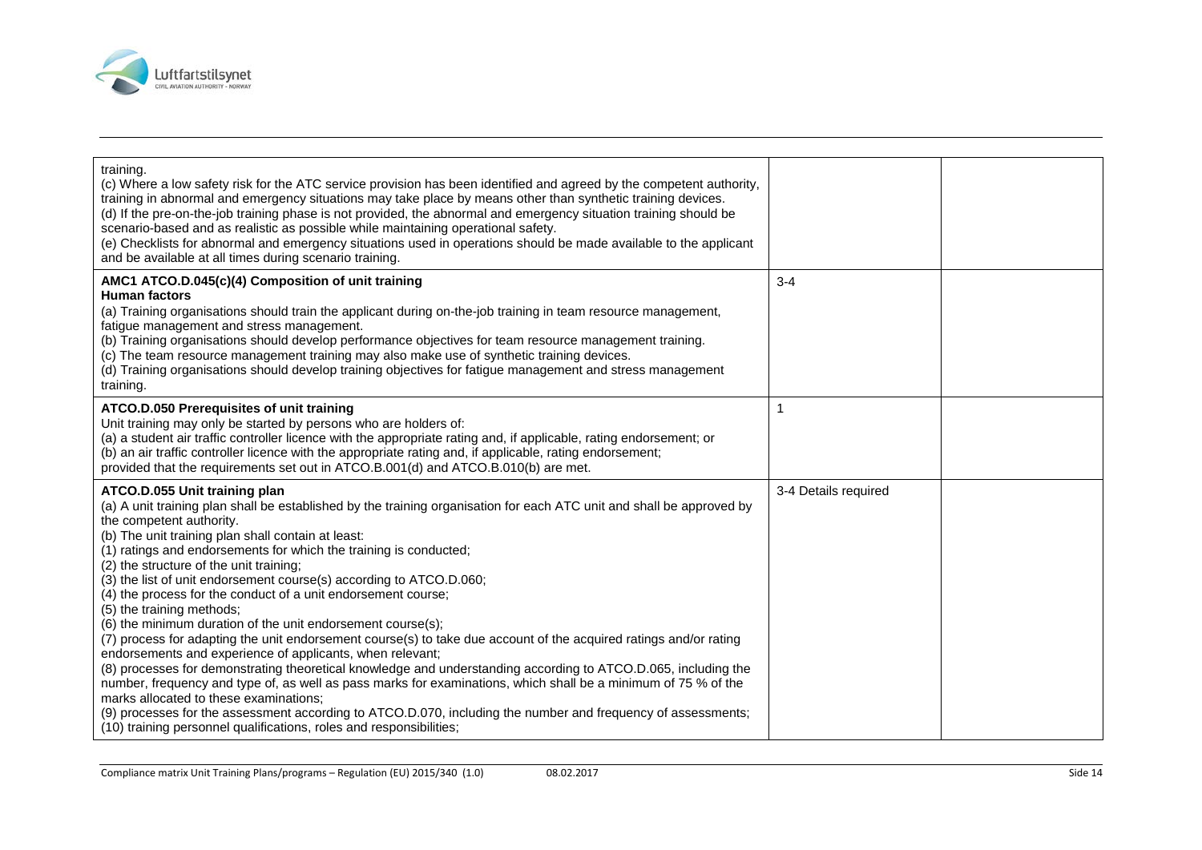| | | |
|---|---|---|
| training.<br>(c) Where a low safety risk for the ATC service provision has been identified and agreed by the competent authority, training in abnormal and emergency situations may take place by means other than synthetic training devices.<br>(d) If the pre-on-the-job training phase is not provided, the abnormal and emergency situation training should be scenario-based and as realistic as possible while maintaining operational safety.<br>(e) Checklists for abnormal and emergency situations used in operations should be made available to the applicant and be available at all times during scenario training. | | |
| **AMC1 ATCO.D.045(c)(4) Composition of unit training**<br>**Human factors**<br>(a) Training organisations should train the applicant during on-the-job training in team resource management, fatigue management and stress management.<br>(b) Training organisations should develop performance objectives for team resource management training.<br>(c) The team resource management training may also make use of synthetic training devices.<br>(d) Training organisations should develop training objectives for fatigue management and stress management training. | 3-4 | |
| **ATCO.D.050 Prerequisites of unit training**<br>Unit training may only be started by persons who are holders of:<br>(a) a student air traffic controller licence with the appropriate rating and, if applicable, rating endorsement; or<br>(b) an air traffic controller licence with the appropriate rating and, if applicable, rating endorsement;<br>provided that the requirements set out in ATCO.B.001(d) and ATCO.B.010(b) are met. | 1 | |
| **ATCO.D.055 Unit training plan**<br>(a) A unit training plan shall be established by the training organisation for each ATC unit and shall be approved by the competent authority.<br>(b) The unit training plan shall contain at least:<br>(1) ratings and endorsements for which the training is conducted;<br>(2) the structure of the unit training;<br>(3) the list of unit endorsement course(s) according to ATCO.D.060;<br>(4) the process for the conduct of a unit endorsement course;<br>(5) the training methods;<br>(6) the minimum duration of the unit endorsement course(s);<br>(7) process for adapting the unit endorsement course(s) to take due account of the acquired ratings and/or rating endorsements and experience of applicants, when relevant;<br>(8) processes for demonstrating theoretical knowledge and understanding according to ATCO.D.065, including the number, frequency and type of, as well as pass marks for examinations, which shall be a minimum of 75 % of the marks allocated to these examinations;<br>(9) processes for the assessment according to ATCO.D.070, including the number and frequency of assessments;<br>(10) training personnel qualifications, roles and responsibilities; | 3-4 Details required | |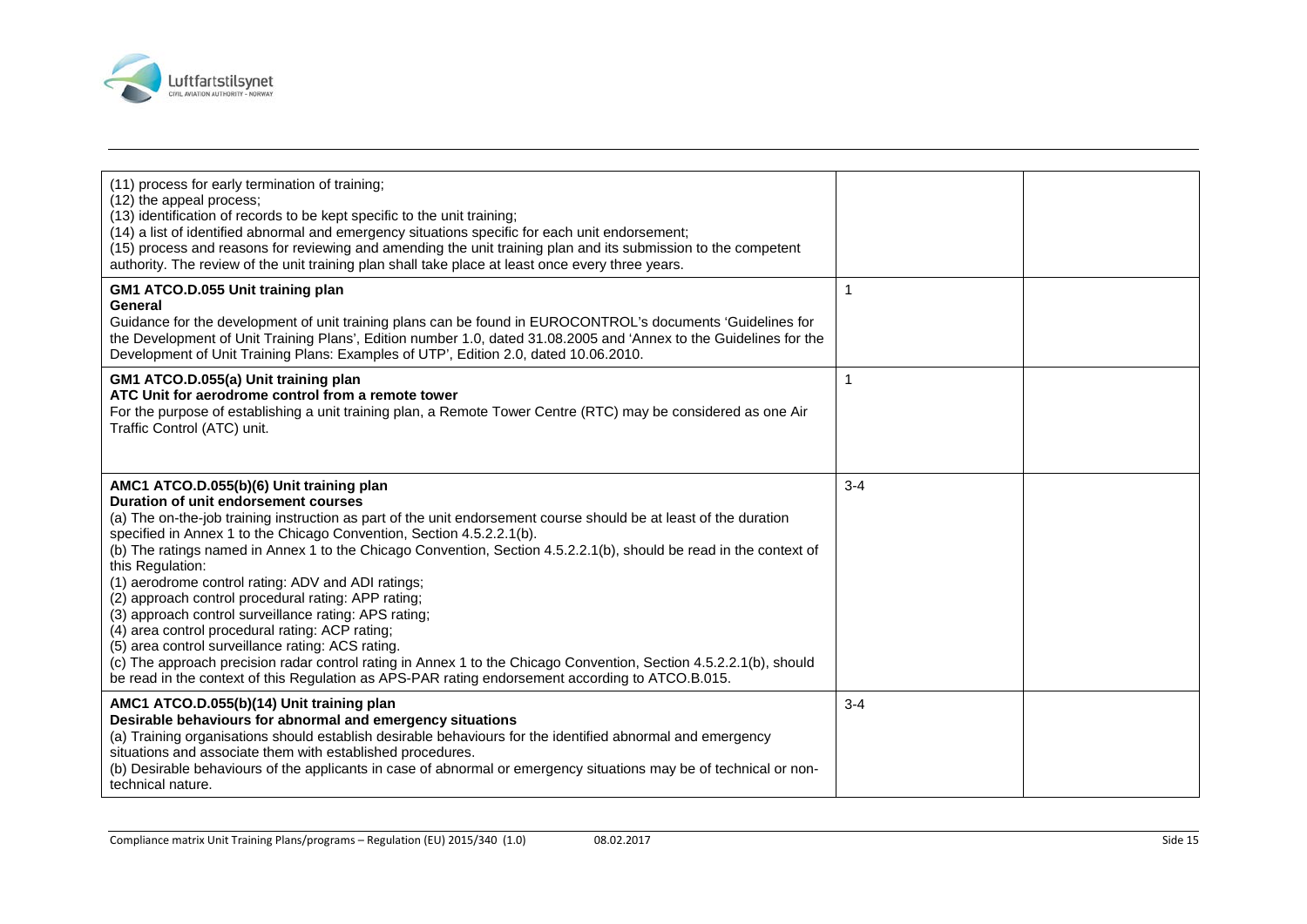| | | |
|---|---|---|
| (11) process for early termination of training;<br>(12) the appeal process;<br>(13) identification of records to be kept specific to the unit training;<br>(14) a list of identified abnormal and emergency situations specific for each unit endorsement;<br>(15) process and reasons for reviewing and amending the unit training plan and its submission to the competent authority. The review of the unit training plan shall take place at least once every three years. | | |
| **GM1 ATCO.D.055 Unit training plan**<br>**General**<br>Guidance for the development of unit training plans can be found in EUROCONTROL's documents 'Guidelines for the Development of Unit Training Plans', Edition number 1.0, dated 31.08.2005 and 'Annex to the Guidelines for the Development of Unit Training Plans: Examples of UTP', Edition 2.0, dated 10.06.2010. | 1 | |
| **GM1 ATCO.D.055(a) Unit training plan**<br>**ATC Unit for aerodrome control from a remote tower**<br>For the purpose of establishing a unit training plan, a Remote Tower Centre (RTC) may be considered as one Air Traffic Control (ATC) unit. | 1 | |
| **AMC1 ATCO.D.055(b)(6) Unit training plan**<br>**Duration of unit endorsement courses**<br>(a) The on-the-job training instruction as part of the unit endorsement course should be at least of the duration specified in Annex 1 to the Chicago Convention, Section 4.5.2.2.1(b).<br>(b) The ratings named in Annex 1 to the Chicago Convention, Section 4.5.2.2.1(b), should be read in the context of this Regulation:<br>(1) aerodrome control rating: ADV and ADI ratings;<br>(2) approach control procedural rating: APP rating;<br>(3) approach control surveillance rating: APS rating;<br>(4) area control procedural rating: ACP rating;<br>(5) area control surveillance rating: ACS rating.<br>(c) The approach precision radar control rating in Annex 1 to the Chicago Convention, Section 4.5.2.2.1(b), should be read in the context of this Regulation as APS-PAR rating endorsement according to ATCO.B.015. | 3-4 | |
| **AMC1 ATCO.D.055(b)(14) Unit training plan**<br>**Desirable behaviours for abnormal and emergency situations**<br>(a) Training organisations should establish desirable behaviours for the identified abnormal and emergency situations and associate them with established procedures.<br>(b) Desirable behaviours of the applicants in case of abnormal or emergency situations may be of technical or non-technical nature. | 3-4 | |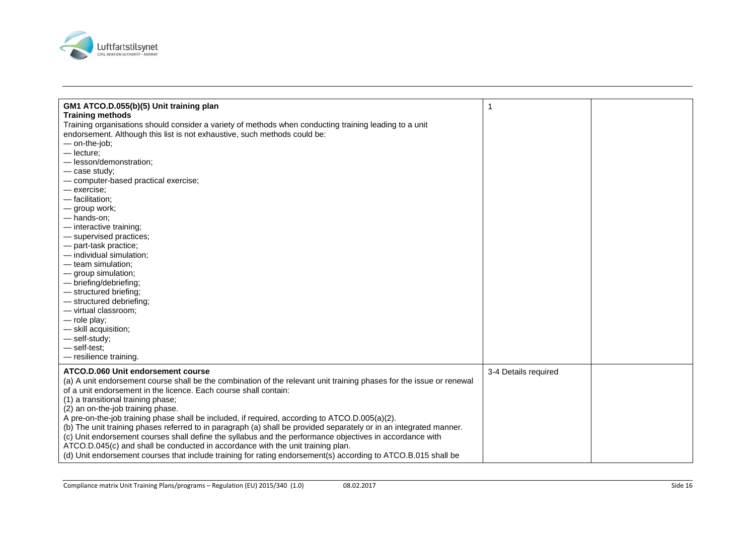| | | |
|---|---|---|
| **GM1 ATCO.D.055(b)(5) Unit training plan**<br>**Training methods**<br>Training organisations should consider a variety of methods when conducting training leading to a unit endorsement. Although this list is not exhaustive, such methods could be:<br>— on-the-job;<br>— lecture;<br>— lesson/demonstration;<br>— case study;<br>— computer-based practical exercise;<br>— exercise;<br>— facilitation;<br>— group work;<br>— hands-on;<br>— interactive training;<br>— supervised practices;<br>— part-task practice;<br>— individual simulation;<br>— team simulation;<br>— group simulation;<br>— briefing/debriefing;<br>— structured briefing;<br>— structured debriefing;<br>— virtual classroom;<br>— role play;<br>— skill acquisition;<br>— self-study;<br>— self-test;<br>— resilience training. | 1 | |
| **ATCO.D.060 Unit endorsement course**<br>(a) A unit endorsement course shall be the combination of the relevant unit training phases for the issue or renewal of a unit endorsement in the licence. Each course shall contain:<br>(1) a transitional training phase;<br>(2) an on-the-job training phase.<br>A pre-on-the-job training phase shall be included, if required, according to ATCO.D.005(a)(2).<br>(b) The unit training phases referred to in paragraph (a) shall be provided separately or in an integrated manner.<br>(c) Unit endorsement courses shall define the syllabus and the performance objectives in accordance with ATCO.D.045(c) and shall be conducted in accordance with the unit training plan.<br>(d) Unit endorsement courses that include training for rating endorsement(s) according to ATCO.B.015 shall be | 3-4 Details required | |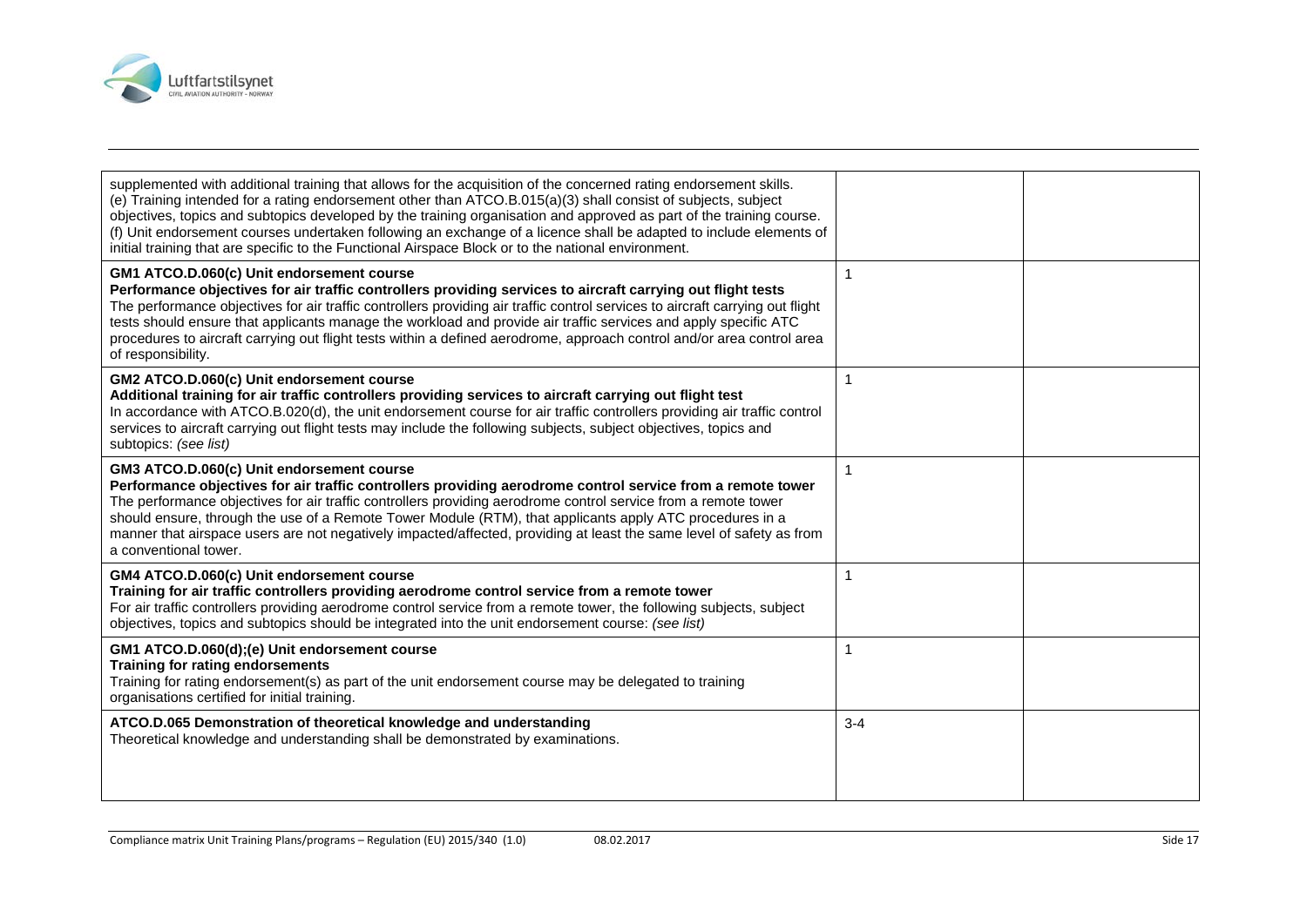| | | |
|---|---|---|
| supplemented with additional training that allows for the acquisition of the concerned rating endorsement skills.<br>(e) Training intended for a rating endorsement other than ATCO.B.015(a)(3) shall consist of subjects, subject objectives, topics and subtopics developed by the training organisation and approved as part of the training course.<br>(f) Unit endorsement courses undertaken following an exchange of a licence shall be adapted to include elements of initial training that are specific to the Functional Airspace Block or to the national environment. | | |
| **GM1 ATCO.D.060(c) Unit endorsement course**<br>**Performance objectives for air traffic controllers providing services to aircraft carrying out flight tests**<br>The performance objectives for air traffic controllers providing air traffic control services to aircraft carrying out flight tests should ensure that applicants manage the workload and provide air traffic services and apply specific ATC procedures to aircraft carrying out flight tests within a defined aerodrome, approach control and/or area control area of responsibility. | 1 | |
| **GM2 ATCO.D.060(c) Unit endorsement course**<br>**Additional training for air traffic controllers providing services to aircraft carrying out flight test**<br>In accordance with ATCO.B.020(d), the unit endorsement course for air traffic controllers providing air traffic control services to aircraft carrying out flight tests may include the following subjects, subject objectives, topics and subtopics: *(see list)* | 1 | |
| **GM3 ATCO.D.060(c) Unit endorsement course**<br>**Performance objectives for air traffic controllers providing aerodrome control service from a remote tower**<br>The performance objectives for air traffic controllers providing aerodrome control service from a remote tower should ensure, through the use of a Remote Tower Module (RTM), that applicants apply ATC procedures in a manner that airspace users are not negatively impacted/affected, providing at least the same level of safety as from a conventional tower. | 1 | |
| **GM4 ATCO.D.060(c) Unit endorsement course**<br>**Training for air traffic controllers providing aerodrome control service from a remote tower**<br>For air traffic controllers providing aerodrome control service from a remote tower, the following subjects, subject objectives, topics and subtopics should be integrated into the unit endorsement course: *(see list)* | 1 | |
| **GM1 ATCO.D.060(d);(e) Unit endorsement course**<br>**Training for rating endorsements**<br>Training for rating endorsement(s) as part of the unit endorsement course may be delegated to training organisations certified for initial training. | 1 | |
| **ATCO.D.065 Demonstration of theoretical knowledge and understanding**<br>Theoretical knowledge and understanding shall be demonstrated by examinations. | 3-4 | |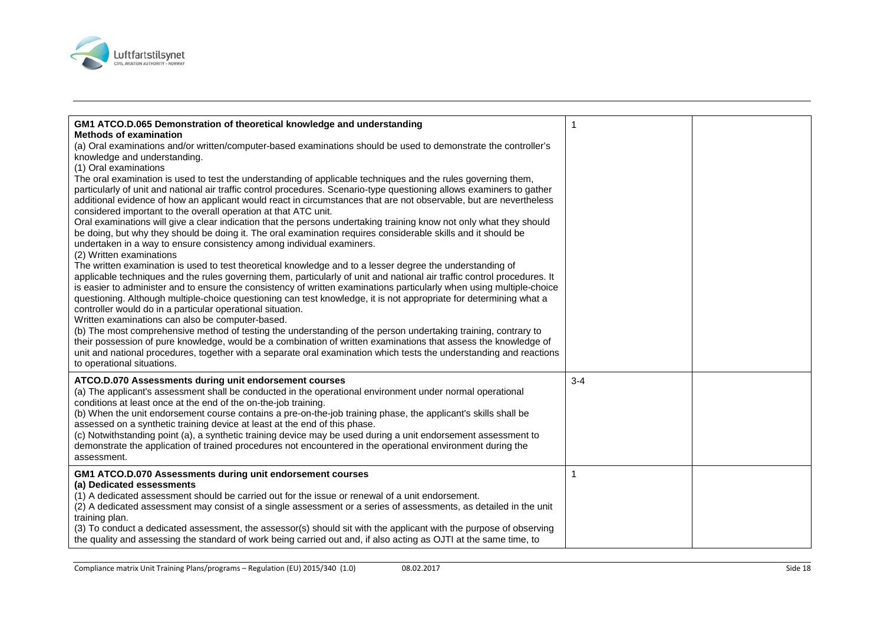| | | |
|---|---|---|
| **GM1 ATCO.D.065 Demonstration of theoretical knowledge and understanding**<br>**Methods of examination**<br>(a) Oral examinations and/or written/computer-based examinations should be used to demonstrate the controller's knowledge and understanding.<br>(1) Oral examinations<br>The oral examination is used to test the understanding of applicable techniques and the rules governing them, particularly of unit and national air traffic control procedures. Scenario-type questioning allows examiners to gather additional evidence of how an applicant would react in circumstances that are not observable, but are nevertheless considered important to the overall operation at that ATC unit.<br>Oral examinations will give a clear indication that the persons undertaking training know not only what they should be doing, but why they should be doing it. The oral examination requires considerable skills and it should be undertaken in a way to ensure consistency among individual examiners.<br>(2) Written examinations<br>The written examination is used to test theoretical knowledge and to a lesser degree the understanding of applicable techniques and the rules governing them, particularly of unit and national air traffic control procedures. It is easier to administer and to ensure the consistency of written examinations particularly when using multiple-choice questioning. Although multiple-choice questioning can test knowledge, it is not appropriate for determining what a controller would do in a particular operational situation.<br>Written examinations can also be computer-based.<br>(b) The most comprehensive method of testing the understanding of the person undertaking training, contrary to their possession of pure knowledge, would be a combination of written examinations that assess the knowledge of unit and national procedures, together with a separate oral examination which tests the understanding and reactions to operational situations. | 1 | |
| **ATCO.D.070 Assessments during unit endorsement courses**<br>(a) The applicant's assessment shall be conducted in the operational environment under normal operational conditions at least once at the end of the on-the-job training.<br>(b) When the unit endorsement course contains a pre-on-the-job training phase, the applicant's skills shall be assessed on a synthetic training device at least at the end of this phase.<br>(c) Notwithstanding point (a), a synthetic training device may be used during a unit endorsement assessment to demonstrate the application of trained procedures not encountered in the operational environment during the assessment. | 3-4 | |
| **GM1 ATCO.D.070 Assessments during unit endorsement courses**<br>**(a) Dedicated essessments**<br>(1) A dedicated assessment should be carried out for the issue or renewal of a unit endorsement.<br>(2) A dedicated assessment may consist of a single assessment or a series of assessments, as detailed in the unit training plan.<br>(3) To conduct a dedicated assessment, the assessor(s) should sit with the applicant with the purpose of observing the quality and assessing the standard of work being carried out and, if also acting as OJTI at the same time, to | 1 | |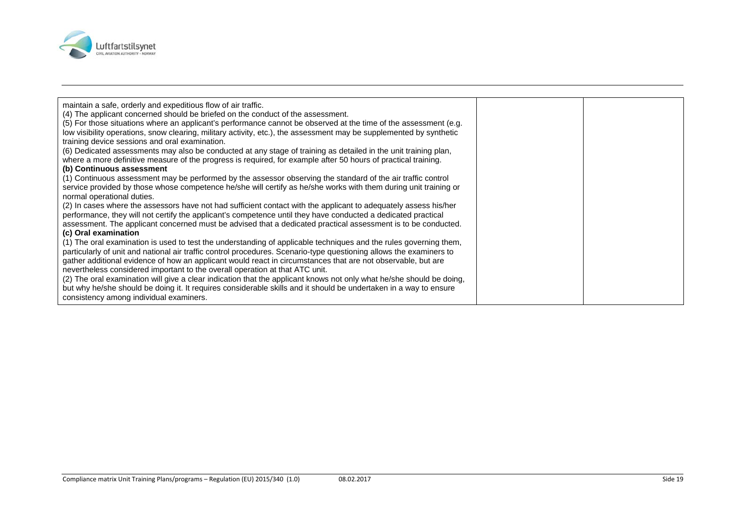| | | |
|---|---|---|
| maintain a safe, orderly and expeditious flow of air traffic.<br>(4) The applicant concerned should be briefed on the conduct of the assessment.<br>(5) For those situations where an applicant's performance cannot be observed at the time of the assessment (e.g. low visibility operations, snow clearing, military activity, etc.), the assessment may be supplemented by synthetic training device sessions and oral examination.<br>(6) Dedicated assessments may also be conducted at any stage of training as detailed in the unit training plan, where a more definitive measure of the progress is required, for example after 50 hours of practical training.<br>**(b) Continuous assessment**<br>(1) Continuous assessment may be performed by the assessor observing the standard of the air traffic control service provided by those whose competence he/she will certify as he/she works with them during unit training or normal operational duties.<br>(2) In cases where the assessors have not had sufficient contact with the applicant to adequately assess his/her performance, they will not certify the applicant's competence until they have conducted a dedicated practical assessment. The applicant concerned must be advised that a dedicated practical assessment is to be conducted.<br>**(c) Oral examination**<br>(1) The oral examination is used to test the understanding of applicable techniques and the rules governing them, particularly of unit and national air traffic control procedures. Scenario-type questioning allows the examiners to gather additional evidence of how an applicant would react in circumstances that are not observable, but are nevertheless considered important to the overall operation at that ATC unit.<br>(2) The oral examination will give a clear indication that the applicant knows not only what he/she should be doing, but why he/she should be doing it. It requires considerable skills and it should be undertaken in a way to ensure consistency among individual examiners. | | |